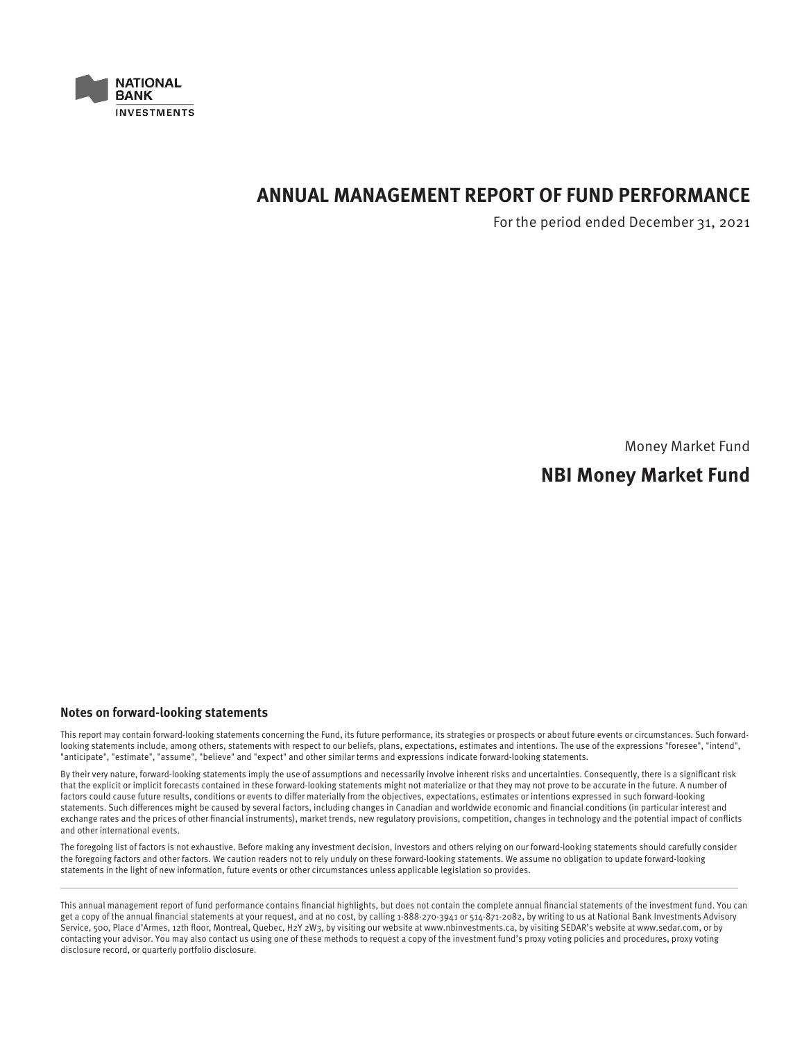NATIONAL BANK INVESTMENTS

# ANNUAL MANAGEMENT REPORT OF FUND PERFORMANCE

For the period ended December 31, 2021

Money Market Fund

## NBI Money Market Fund

### Notes on forward-looking statements

This report may contain forward-looking statements concerning the Fund, its future performance, its strategies or prospects or about future events or circumstances. Such forward-looking statements include, among others, statements with respect to our beliefs, plans, expectations, estimates and intentions. The use of the expressions "foresee", "intend", "anticipate", "estimate", "assume", "believe" and "expect" and other similar terms and expressions indicate forward-looking statements.

By their very nature, forward-looking statements imply the use of assumptions and necessarily involve inherent risks and uncertainties. Consequently, there is a significant risk that the explicit or implicit forecasts contained in these forward-looking statements might not materialize or that they may not prove to be accurate in the future. A number of factors could cause future results, conditions or events to differ materially from the objectives, expectations, estimates or intentions expressed in such forward-looking statements. Such differences might be caused by several factors, including changes in Canadian and worldwide economic and financial conditions (in particular interest and exchange rates and the prices of other financial instruments), market trends, new regulatory provisions, competition, changes in technology and the potential impact of conflicts and other international events.

The foregoing list of factors is not exhaustive. Before making any investment decision, investors and others relying on our forward-looking statements should carefully consider the foregoing factors and other factors. We caution readers not to rely unduly on these forward-looking statements. We assume no obligation to update forward-looking statements in the light of new information, future events or other circumstances unless applicable legislation so provides.

---

This annual management report of fund performance contains financial highlights, but does not contain the complete annual financial statements of the investment fund. You can get a copy of the annual financial statements at your request, and at no cost, by calling 1-888-270-3941 or 514-871-2082, by writing to us at National Bank Investments Advisory Service, 500, Place d'Armes, 12th floor, Montreal, Quebec, H2Y 2W3, by visiting our website at www.nbinvestments.ca, by visiting SEDAR's website at www.sedar.com, or by contacting your advisor. You may also contact us using one of these methods to request a copy of the investment fund's proxy voting policies and procedures, proxy voting disclosure record, or quarterly portfolio disclosure.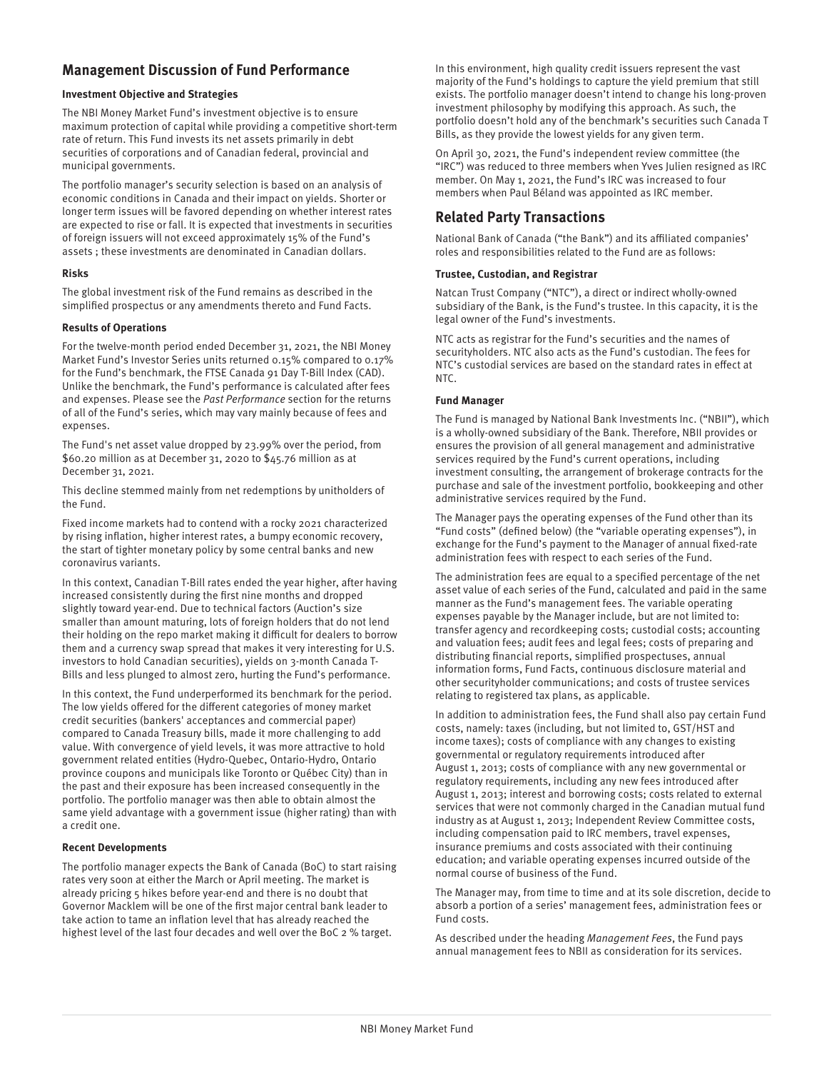## Management Discussion of Fund Performance

### Investment Objective and Strategies

The NBI Money Market Fund's investment objective is to ensure maximum protection of capital while providing a competitive short-term rate of return. This Fund invests its net assets primarily in debt securities of corporations and of Canadian federal, provincial and municipal governments.

The portfolio manager's security selection is based on an analysis of economic conditions in Canada and their impact on yields. Shorter or longer term issues will be favored depending on whether interest rates are expected to rise or fall. It is expected that investments in securities of foreign issuers will not exceed approximately 15% of the Fund's assets ; these investments are denominated in Canadian dollars.

### Risks

The global investment risk of the Fund remains as described in the simplified prospectus or any amendments thereto and Fund Facts.

### Results of Operations

For the twelve-month period ended December 31, 2021, the NBI Money Market Fund's Investor Series units returned 0.15% compared to 0.17% for the Fund's benchmark, the FTSE Canada 91 Day T-Bill Index (CAD). Unlike the benchmark, the Fund's performance is calculated after fees and expenses. Please see the *Past Performance* section for the returns of all of the Fund's series, which may vary mainly because of fees and expenses.

The Fund's net asset value dropped by 23.99% over the period, from $60.20 million as at December 31, 2020 to $45.76 million as at December 31, 2021.

This decline stemmed mainly from net redemptions by unitholders of the Fund.

Fixed income markets had to contend with a rocky 2021 characterized by rising inflation, higher interest rates, a bumpy economic recovery, the start of tighter monetary policy by some central banks and new coronavirus variants.

In this context, Canadian T-Bill rates ended the year higher, after having increased consistently during the first nine months and dropped slightly toward year-end. Due to technical factors (Auction's size smaller than amount maturing, lots of foreign holders that do not lend their holding on the repo market making it difficult for dealers to borrow them and a currency swap spread that makes it very interesting for U.S. investors to hold Canadian securities), yields on 3-month Canada T-Bills and less plunged to almost zero, hurting the Fund's performance.

In this context, the Fund underperformed its benchmark for the period. The low yields offered for the different categories of money market credit securities (bankers' acceptances and commercial paper) compared to Canada Treasury bills, made it more challenging to add value. With convergence of yield levels, it was more attractive to hold government related entities (Hydro-Quebec, Ontario-Hydro, Ontario province coupons and municipals like Toronto or Québec City) than in the past and their exposure has been increased consequently in the portfolio. The portfolio manager was then able to obtain almost the same yield advantage with a government issue (higher rating) than with a credit one.

### Recent Developments

The portfolio manager expects the Bank of Canada (BoC) to start raising rates very soon at either the March or April meeting. The market is already pricing 5 hikes before year-end and there is no doubt that Governor Macklem will be one of the first major central bank leader to take action to tame an inflation level that has already reached the highest level of the last four decades and well over the BoC 2 % target.

In this environment, high quality credit issuers represent the vast majority of the Fund's holdings to capture the yield premium that still exists. The portfolio manager doesn't intend to change his long-proven investment philosophy by modifying this approach. As such, the portfolio doesn't hold any of the benchmark's securities such Canada T Bills, as they provide the lowest yields for any given term.

On April 30, 2021, the Fund's independent review committee (the "IRC") was reduced to three members when Yves Julien resigned as IRC member. On May 1, 2021, the Fund's IRC was increased to four members when Paul Béland was appointed as IRC member.

## Related Party Transactions

National Bank of Canada ("the Bank") and its affiliated companies' roles and responsibilities related to the Fund are as follows:

### Trustee, Custodian, and Registrar

Natcan Trust Company ("NTC"), a direct or indirect wholly-owned subsidiary of the Bank, is the Fund's trustee. In this capacity, it is the legal owner of the Fund's investments.

NTC acts as registrar for the Fund's securities and the names of securityholders. NTC also acts as the Fund's custodian. The fees for NTC's custodial services are based on the standard rates in effect at NTC.

### Fund Manager

The Fund is managed by National Bank Investments Inc. ("NBII"), which is a wholly-owned subsidiary of the Bank. Therefore, NBII provides or ensures the provision of all general management and administrative services required by the Fund's current operations, including investment consulting, the arrangement of brokerage contracts for the purchase and sale of the investment portfolio, bookkeeping and other administrative services required by the Fund.

The Manager pays the operating expenses of the Fund other than its "Fund costs" (defined below) (the "variable operating expenses"), in exchange for the Fund's payment to the Manager of annual fixed-rate administration fees with respect to each series of the Fund.

The administration fees are equal to a specified percentage of the net asset value of each series of the Fund, calculated and paid in the same manner as the Fund's management fees. The variable operating expenses payable by the Manager include, but are not limited to: transfer agency and recordkeeping costs; custodial costs; accounting and valuation fees; audit fees and legal fees; costs of preparing and distributing financial reports, simplified prospectuses, annual information forms, Fund Facts, continuous disclosure material and other securityholder communications; and costs of trustee services relating to registered tax plans, as applicable.

In addition to administration fees, the Fund shall also pay certain Fund costs, namely: taxes (including, but not limited to, GST/HST and income taxes); costs of compliance with any changes to existing governmental or regulatory requirements introduced after August 1, 2013; costs of compliance with any new governmental or regulatory requirements, including any new fees introduced after August 1, 2013; interest and borrowing costs; costs related to external services that were not commonly charged in the Canadian mutual fund industry as at August 1, 2013; Independent Review Committee costs, including compensation paid to IRC members, travel expenses, insurance premiums and costs associated with their continuing education; and variable operating expenses incurred outside of the normal course of business of the Fund.

The Manager may, from time to time and at its sole discretion, decide to absorb a portion of a series' management fees, administration fees or Fund costs.

As described under the heading *Management Fees*, the Fund pays annual management fees to NBII as consideration for its services.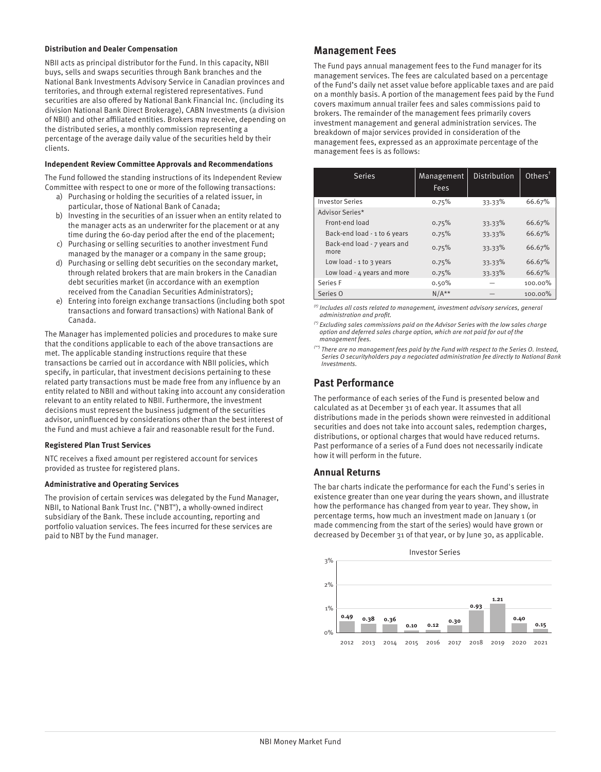#### Distribution and Dealer Compensation

NBII acts as principal distributor for the Fund. In this capacity, NBII buys, sells and swaps securities through Bank branches and the National Bank Investments Advisory Service in Canadian provinces and territories, and through external registered representatives. Fund securities are also offered by National Bank Financial Inc. (including its division National Bank Direct Brokerage), CABN Investments (a division of NBII) and other affiliated entities. Brokers may receive, depending on the distributed series, a monthly commission representing a percentage of the average daily value of the securities held by their clients.

#### Independent Review Committee Approvals and Recommendations

The Fund followed the standing instructions of its Independent Review Committee with respect to one or more of the following transactions:

a) Purchasing or holding the securities of a related issuer, in particular, those of National Bank of Canada;
b) Investing in the securities of an issuer when an entity related to the manager acts as an underwriter for the placement or at any time during the 60-day period after the end of the placement;
c) Purchasing or selling securities to another investment Fund managed by the manager or a company in the same group;
d) Purchasing or selling debt securities on the secondary market, through related brokers that are main brokers in the Canadian debt securities market (in accordance with an exemption received from the Canadian Securities Administrators);
e) Entering into foreign exchange transactions (including both spot transactions and forward transactions) with National Bank of Canada.

The Manager has implemented policies and procedures to make sure that the conditions applicable to each of the above transactions are met. The applicable standing instructions require that these transactions be carried out in accordance with NBII policies, which specify, in particular, that investment decisions pertaining to these related party transactions must be made free from any influence by an entity related to NBII and without taking into account any consideration relevant to an entity related to NBII. Furthermore, the investment decisions must represent the business judgment of the securities advisor, uninfluenced by considerations other than the best interest of the Fund and must achieve a fair and reasonable result for the Fund.

#### Registered Plan Trust Services

NTC receives a fixed amount per registered account for services provided as trustee for registered plans.

#### Administrative and Operating Services

The provision of certain services was delegated by the Fund Manager, NBII, to National Bank Trust Inc. ("NBT"), a wholly-owned indirect subsidiary of the Bank. These include accounting, reporting and portfolio valuation services. The fees incurred for these services are paid to NBT by the Fund manager.

## Management Fees

The Fund pays annual management fees to the Fund manager for its management services. The fees are calculated based on a percentage of the Fund's daily net asset value before applicable taxes and are paid on a monthly basis. A portion of the management fees paid by the Fund covers maximum annual trailer fees and sales commissions paid to brokers. The remainder of the management fees primarily covers investment management and general administration services. The breakdown of major services provided in consideration of the management fees, expressed as an approximate percentage of the management fees is as follows:

| Series | Management Fees | Distribution | Others[†] |
|---|---|---|---|
| Investor Series | 0.75% | 33.33% | 66.67% |
| Advisor Series* | | | |
| Front-end load | 0.75% | 33.33% | 66.67% |
| Back-end load - 1 to 6 years | 0.75% | 33.33% | 66.67% |
| Back-end load - 7 years and more | 0.75% | 33.33% | 66.67% |
| Low load - 1 to 3 years | 0.75% | 33.33% | 66.67% |
| Low load - 4 years and more | 0.75% | 33.33% | 66.67% |
| Series F | 0.50% | — | 100.00% |
| Series O | N/A** | — | 100.00% |

*(†) Includes all costs related to management, investment advisory services, general administration and profit.*

*(\*) Excluding sales commissions paid on the Advisor Series with the low sales charge option and deferred sales charge option, which are not paid for out of the management fees.*

*(\*\*) There are no management fees paid by the Fund with respect to the Series O. Instead, Series O securityholders pay a negociated administration fee directly to National Bank Investments.*

## Past Performance

The performance of each series of the Fund is presented below and calculated as at December 31 of each year. It assumes that all distributions made in the periods shown were reinvested in additional securities and does not take into account sales, redemption charges, distributions, or optional charges that would have reduced returns. Past performance of a series of a Fund does not necessarily indicate how it will perform in the future.

### Annual Returns

The bar charts indicate the performance for each the Fund's series in existence greater than one year during the years shown, and illustrate how the performance has changed from year to year. They show, in percentage terms, how much an investment made on January 1 (or made commencing from the start of the series) would have grown or decreased by December 31 of that year, or by June 30, as applicable.

Investor Series

| 2012 | 2013 | 2014 | 2015 | 2016 | 2017 | 2018 | 2019 | 2020 | 2021 |
|---|---|---|---|---|---|---|---|---|---|
| 0.49 | 0.38 | 0.36 | 0.10 | 0.12 | 0.30 | 0.93 | 1.21 | 0.40 | 0.15 |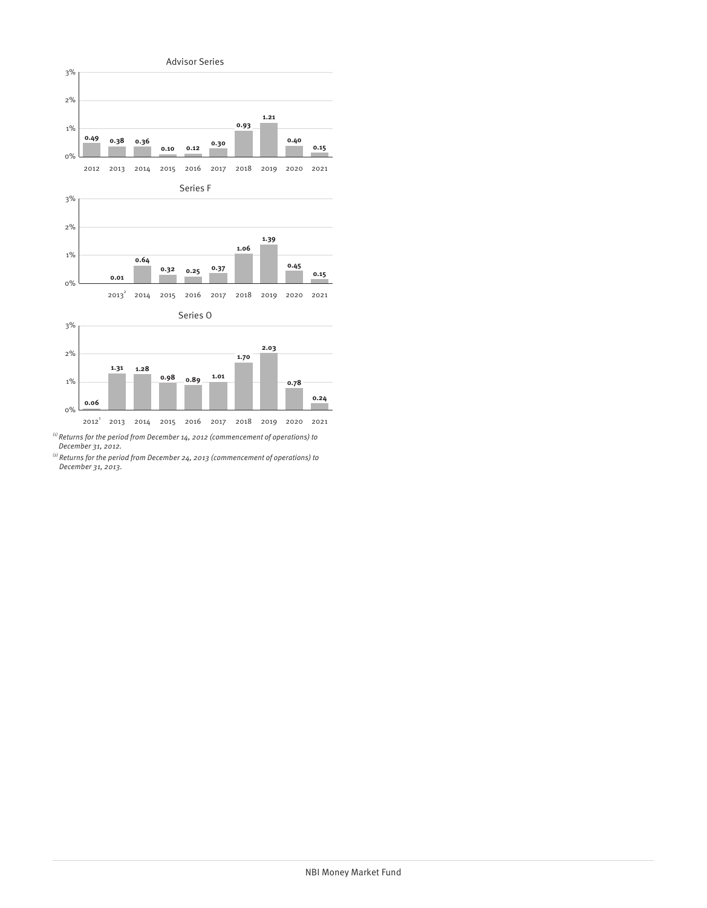### Advisor Series

| 2012 | 2013 | 2014 | 2015 | 2016 | 2017 | 2018 | 2019 | 2020 | 2021 |
|---|---|---|---|---|---|---|---|---|---|
| 0.49 | 0.38 | 0.36 | 0.10 | 0.12 | 0.30 | 0.93 | 1.21 | 0.40 | 0.15 |

### Series F

| 2013[2] | 2014 | 2015 | 2016 | 2017 | 2018 | 2019 | 2020 | 2021 |
|---|---|---|---|---|---|---|---|---|
| 0.01 | 0.64 | 0.32 | 0.25 | 0.37 | 1.06 | 1.39 | 0.45 | 0.15 |

### Series O

| 2012[1] | 2013 | 2014 | 2015 | 2016 | 2017 | 2018 | 2019 | 2020 | 2021 |
|---|---|---|---|---|---|---|---|---|---|
| 0.06 | 1.31 | 1.28 | 0.98 | 0.89 | 1.01 | 1.70 | 2.03 | 0.78 | 0.24 |

*(1) Returns for the period from December 14, 2012 (commencement of operations) to December 31, 2012.*

*(2) Returns for the period from December 24, 2013 (commencement of operations) to December 31, 2013.*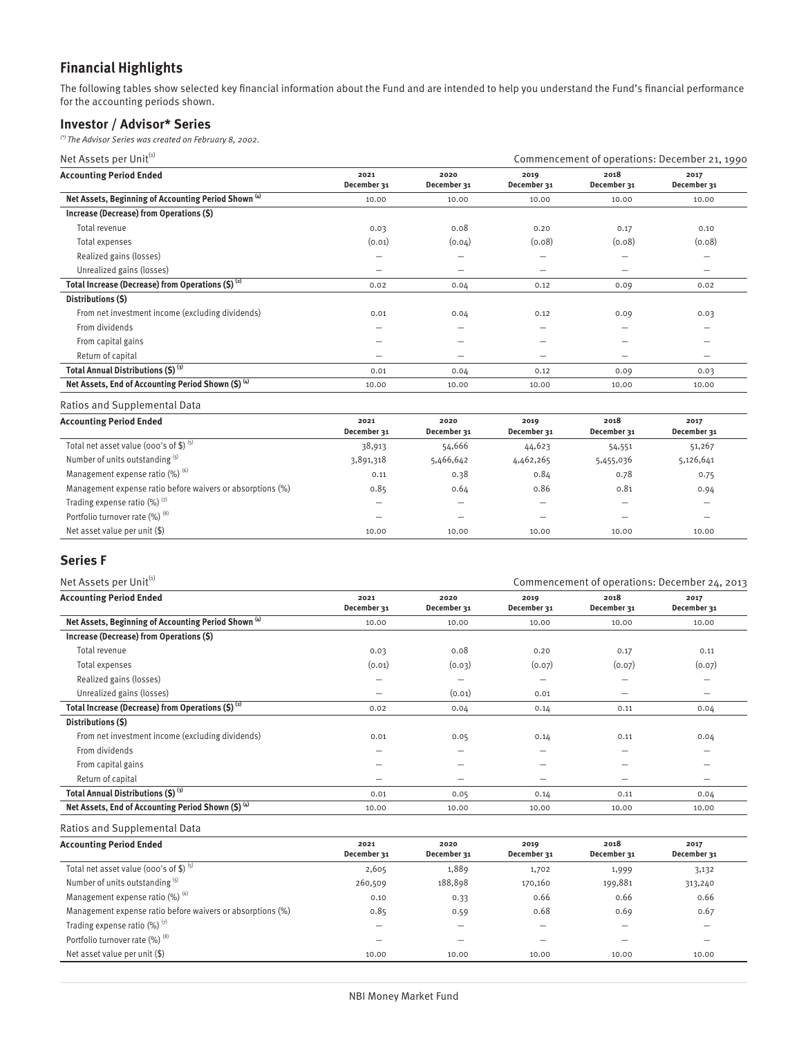## Financial Highlights

The following tables show selected key financial information about the Fund and are intended to help you understand the Fund's financial performance for the accounting periods shown.

### Investor / Advisor* Series

*(\*) The Advisor Series was created on February 8, 2002.*

Net Assets per Unit[1] — Commencement of operations: December 21, 1990

| Accounting Period Ended | 2021 December 31 | 2020 December 31 | 2019 December 31 | 2018 December 31 | 2017 December 31 |
|---|---|---|---|---|---|
| **Net Assets, Beginning of Accounting Period Shown [4]** | 10.00 | 10.00 | 10.00 | 10.00 | 10.00 |
| **Increase (Decrease) from Operations ($)** | | | | | |
| Total revenue | 0.03 | 0.08 | 0.20 | 0.17 | 0.10 |
| Total expenses | (0.01) | (0.04) | (0.08) | (0.08) | (0.08) |
| Realized gains (losses) | — | — | — | — | — |
| Unrealized gains (losses) | — | — | — | — | — |
| **Total Increase (Decrease) from Operations ($) [2]** | 0.02 | 0.04 | 0.12 | 0.09 | 0.02 |
| **Distributions ($)** | | | | | |
| From net investment income (excluding dividends) | 0.01 | 0.04 | 0.12 | 0.09 | 0.03 |
| From dividends | — | — | — | — | — |
| From capital gains | — | — | — | — | — |
| Return of capital | — | — | — | — | — |
| **Total Annual Distributions ($) [3]** | 0.01 | 0.04 | 0.12 | 0.09 | 0.03 |
| **Net Assets, End of Accounting Period Shown ($) [4]** | 10.00 | 10.00 | 10.00 | 10.00 | 10.00 |

Ratios and Supplemental Data

| Accounting Period Ended | 2021 December 31 | 2020 December 31 | 2019 December 31 | 2018 December 31 | 2017 December 31 |
|---|---|---|---|---|---|
| Total net asset value (000's of $) [5] | 38,913 | 54,666 | 44,623 | 54,551 | 51,267 |
| Number of units outstanding [5] | 3,891,318 | 5,466,642 | 4,462,265 | 5,455,036 | 5,126,641 |
| Management expense ratio (%) [6] | 0.11 | 0.38 | 0.84 | 0.78 | 0.75 |
| Management expense ratio before waivers or absorptions (%) | 0.85 | 0.64 | 0.86 | 0.81 | 0.94 |
| Trading expense ratio (%) [7] | — | — | — | — | — |
| Portfolio turnover rate (%) [8] | — | — | — | — | — |
| Net asset value per unit ($) | 10.00 | 10.00 | 10.00 | 10.00 | 10.00 |

### Series F

Net Assets per Unit[1] — Commencement of operations: December 24, 2013

| Accounting Period Ended | 2021 December 31 | 2020 December 31 | 2019 December 31 | 2018 December 31 | 2017 December 31 |
|---|---|---|---|---|---|
| **Net Assets, Beginning of Accounting Period Shown [4]** | 10.00 | 10.00 | 10.00 | 10.00 | 10.00 |
| **Increase (Decrease) from Operations ($)** | | | | | |
| Total revenue | 0.03 | 0.08 | 0.20 | 0.17 | 0.11 |
| Total expenses | (0.01) | (0.03) | (0.07) | (0.07) | (0.07) |
| Realized gains (losses) | — | — | — | — | — |
| Unrealized gains (losses) | — | (0.01) | 0.01 | — | — |
| **Total Increase (Decrease) from Operations ($) [2]** | 0.02 | 0.04 | 0.14 | 0.11 | 0.04 |
| **Distributions ($)** | | | | | |
| From net investment income (excluding dividends) | 0.01 | 0.05 | 0.14 | 0.11 | 0.04 |
| From dividends | — | — | — | — | — |
| From capital gains | — | — | — | — | — |
| Return of capital | — | — | — | — | — |
| **Total Annual Distributions ($) [3]** | 0.01 | 0.05 | 0.14 | 0.11 | 0.04 |
| **Net Assets, End of Accounting Period Shown ($) [4]** | 10.00 | 10.00 | 10.00 | 10.00 | 10.00 |

Ratios and Supplemental Data

| Accounting Period Ended | 2021 December 31 | 2020 December 31 | 2019 December 31 | 2018 December 31 | 2017 December 31 |
|---|---|---|---|---|---|
| Total net asset value (000's of $) [5] | 2,605 | 1,889 | 1,702 | 1,999 | 3,132 |
| Number of units outstanding [5] | 260,509 | 188,898 | 170,160 | 199,881 | 313,240 |
| Management expense ratio (%) [6] | 0.10 | 0.33 | 0.66 | 0.66 | 0.66 |
| Management expense ratio before waivers or absorptions (%) | 0.85 | 0.59 | 0.68 | 0.69 | 0.67 |
| Trading expense ratio (%) [7] | — | — | — | — | — |
| Portfolio turnover rate (%) [8] | — | — | — | — | — |
| Net asset value per unit ($) | 10.00 | 10.00 | 10.00 | 10.00 | 10.00 |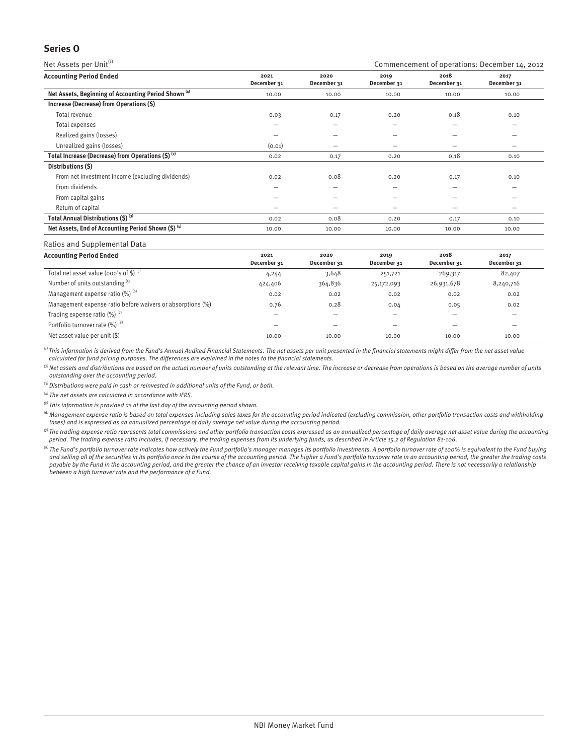## Series O

Net Assets per Unit[1] — Commencement of operations: December 14, 2012

| Accounting Period Ended | 2021 December 31 | 2020 December 31 | 2019 December 31 | 2018 December 31 | 2017 December 31 |
|---|---|---|---|---|---|
| **Net Assets, Beginning of Accounting Period Shown [4]** | 10.00 | 10.00 | 10.00 | 10.00 | 10.00 |
| **Increase (Decrease) from Operations ($)** | | | | | |
| Total revenue | 0.03 | 0.17 | 0.20 | 0.18 | 0.10 |
| Total expenses | — | — | — | — | — |
| Realized gains (losses) | — | — | — | — | — |
| Unrealized gains (losses) | (0.01) | — | — | — | — |
| **Total Increase (Decrease) from Operations ($) [2]** | 0.02 | 0.17 | 0.20 | 0.18 | 0.10 |
| **Distributions ($)** | | | | | |
| From net investment income (excluding dividends) | 0.02 | 0.08 | 0.20 | 0.17 | 0.10 |
| From dividends | — | — | — | — | — |
| From capital gains | — | — | — | — | — |
| Return of capital | — | — | — | — | — |
| **Total Annual Distributions ($) [3]** | 0.02 | 0.08 | 0.20 | 0.17 | 0.10 |
| **Net Assets, End of Accounting Period Shown ($) [4]** | 10.00 | 10.00 | 10.00 | 10.00 | 10.00 |

Ratios and Supplemental Data

| Accounting Period Ended | 2021 December 31 | 2020 December 31 | 2019 December 31 | 2018 December 31 | 2017 December 31 |
|---|---|---|---|---|---|
| Total net asset value (000's of $) [5] | 4,244 | 3,648 | 251,721 | 269,317 | 82,407 |
| Number of units outstanding [5] | 424,406 | 364,836 | 25,172,093 | 26,931,678 | 8,240,716 |
| Management expense ratio (%) [6] | 0.02 | 0.02 | 0.02 | 0.02 | 0.02 |
| Management expense ratio before waivers or absorptions (%) | 0.76 | 0.28 | 0.04 | 0.05 | 0.02 |
| Trading expense ratio (%) [7] | — | — | — | — | — |
| Portfolio turnover rate (%) [8] | — | — | — | — | — |
| Net asset value per unit ($) | 10.00 | 10.00 | 10.00 | 10.00 | 10.00 |

*[1] This information is derived from the Fund's Annual Audited Financial Statements. The net assets per unit presented in the financial statements might differ from the net asset value calculated for fund pricing purposes. The differences are explained in the notes to the financial statements.*

*[2] Net assets and distributions are based on the actual number of units outstanding at the relevant time. The increase or decrease from operations is based on the average number of units outstanding over the accounting period.*

*[3] Distributions were paid in cash or reinvested in additional units of the Fund, or both.*

*[4] The net assets are calculated in accordance with IFRS.*

*[5] This information is provided as at the last day of the accounting period shown.*

*[6] Management expense ratio is based on total expenses including sales taxes for the accounting period indicated (excluding commission, other portfolio transaction costs and withholding taxes) and is expressed as an annualized percentage of daily average net value during the accounting period.*

*[7] The trading expense ratio represents total commissions and other portfolio transaction costs expressed as an annualized percentage of daily average net asset value during the accounting period. The trading expense ratio includes, if necessary, the trading expenses from its underlying funds, as described in Article 15.2 of Regulation 81-106.*

*[8] The Fund's portfolio turnover rate indicates how actively the Fund portfolio's manager manages its portfolio investments. A portfolio turnover rate of 100% is equivalent to the Fund buying and selling all of the securities in its portfolio once in the course of the accounting period. The higher a Fund's portfolio turnover rate in an accounting period, the greater the trading costs payable by the Fund in the accounting period, and the greater the chance of an investor receiving taxable capital gains in the accounting period. There is not necessarily a relationship between a high turnover rate and the performance of a Fund.*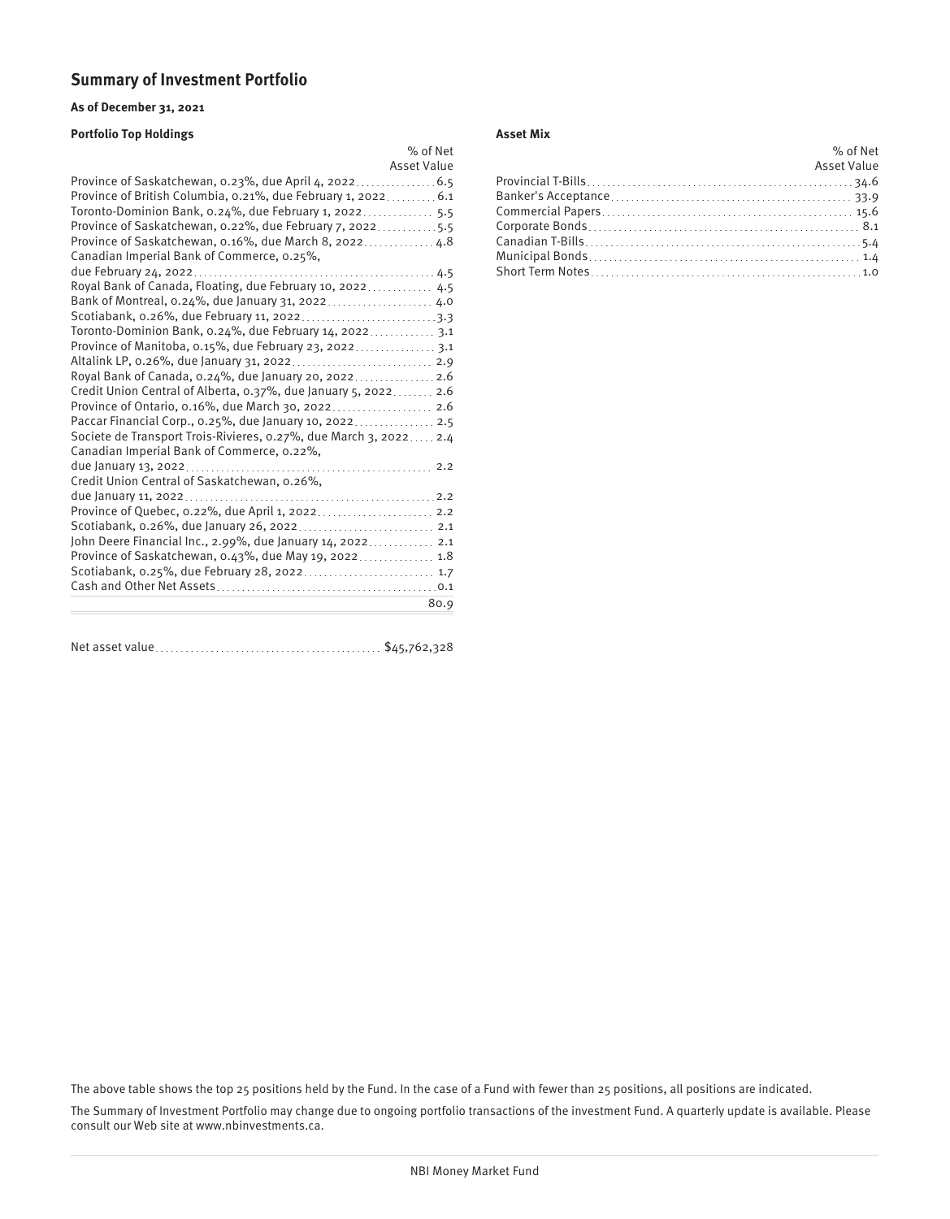## Summary of Investment Portfolio

**As of December 31, 2021**

### Portfolio Top Holdings

| | % of Net Asset Value |
|---|---|
| Province of Saskatchewan, 0.23%, due April 4, 2022 | 6.5 |
| Province of British Columbia, 0.21%, due February 1, 2022 | 6.1 |
| Toronto-Dominion Bank, 0.24%, due February 1, 2022 | 5.5 |
| Province of Saskatchewan, 0.22%, due February 7, 2022 | 5.5 |
| Province of Saskatchewan, 0.16%, due March 8, 2022 | 4.8 |
| Canadian Imperial Bank of Commerce, 0.25%, due February 24, 2022 | 4.5 |
| Royal Bank of Canada, Floating, due February 10, 2022 | 4.5 |
| Bank of Montreal, 0.24%, due January 31, 2022 | 4.0 |
| Scotiabank, 0.26%, due February 11, 2022 | 3.3 |
| Toronto-Dominion Bank, 0.24%, due February 14, 2022 | 3.1 |
| Province of Manitoba, 0.15%, due February 23, 2022 | 3.1 |
| Altalink LP, 0.26%, due January 31, 2022 | 2.9 |
| Royal Bank of Canada, 0.24%, due January 20, 2022 | 2.6 |
| Credit Union Central of Alberta, 0.37%, due January 5, 2022 | 2.6 |
| Province of Ontario, 0.16%, due March 30, 2022 | 2.6 |
| Paccar Financial Corp., 0.25%, due January 10, 2022 | 2.5 |
| Societe de Transport Trois-Rivieres, 0.27%, due March 3, 2022 | 2.4 |
| Canadian Imperial Bank of Commerce, 0.22%, due January 13, 2022 | 2.2 |
| Credit Union Central of Saskatchewan, 0.26%, due January 11, 2022 | 2.2 |
| Province of Quebec, 0.22%, due April 1, 2022 | 2.2 |
| Scotiabank, 0.26%, due January 26, 2022 | 2.1 |
| John Deere Financial Inc., 2.99%, due January 14, 2022 | 2.1 |
| Province of Saskatchewan, 0.43%, due May 19, 2022 | 1.8 |
| Scotiabank, 0.25%, due February 28, 2022 | 1.7 |
| Cash and Other Net Assets | 0.1 |
| | 80.9 |

Net asset value $45,762,328

### Asset Mix

| | % of Net Asset Value |
|---|---|
| Provincial T-Bills | 34.6 |
| Banker's Acceptance | 33.9 |
| Commercial Papers | 15.6 |
| Corporate Bonds | 8.1 |
| Canadian T-Bills | 5.4 |
| Municipal Bonds | 1.4 |
| Short Term Notes | 1.0 |

The above table shows the top 25 positions held by the Fund. In the case of a Fund with fewer than 25 positions, all positions are indicated.

The Summary of Investment Portfolio may change due to ongoing portfolio transactions of the investment Fund. A quarterly update is available. Please consult our Web site at www.nbinvestments.ca.